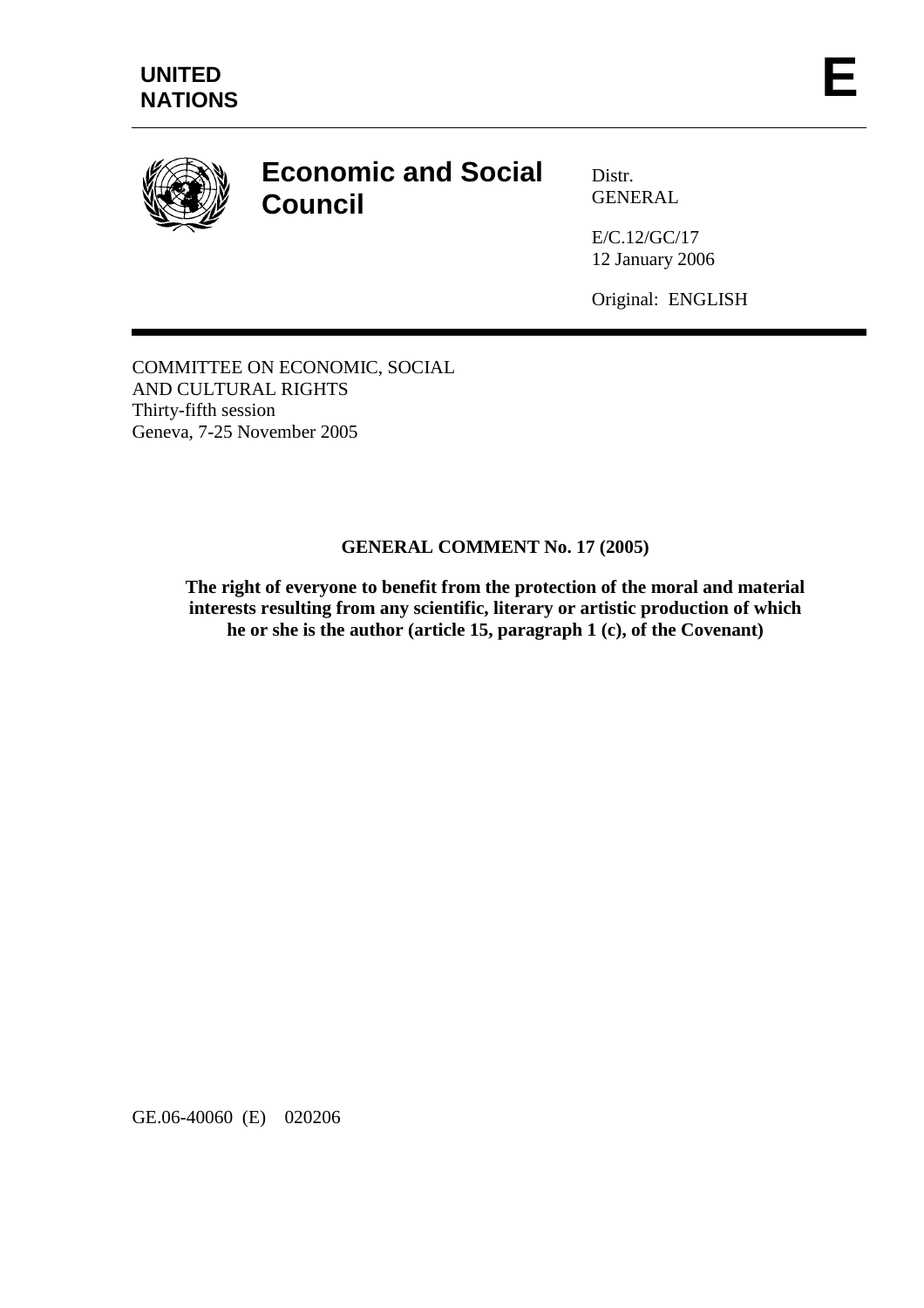**UNITED NATIONS**

**E**

# Economic and Social Council

Distr.
GENERAL

E/C.12/GC/17
12 January 2006

Original: ENGLISH

COMMITTEE ON ECONOMIC, SOCIAL
AND CULTURAL RIGHTS
Thirty-fifth session
Geneva, 7-25 November 2005

## GENERAL COMMENT No. 17 (2005)

**The right of everyone to benefit from the protection of the moral and material interests resulting from any scientific, literary or artistic production of which he or she is the author (article 15, paragraph 1 (c), of the Covenant)**

GE.06-40060 (E) 020206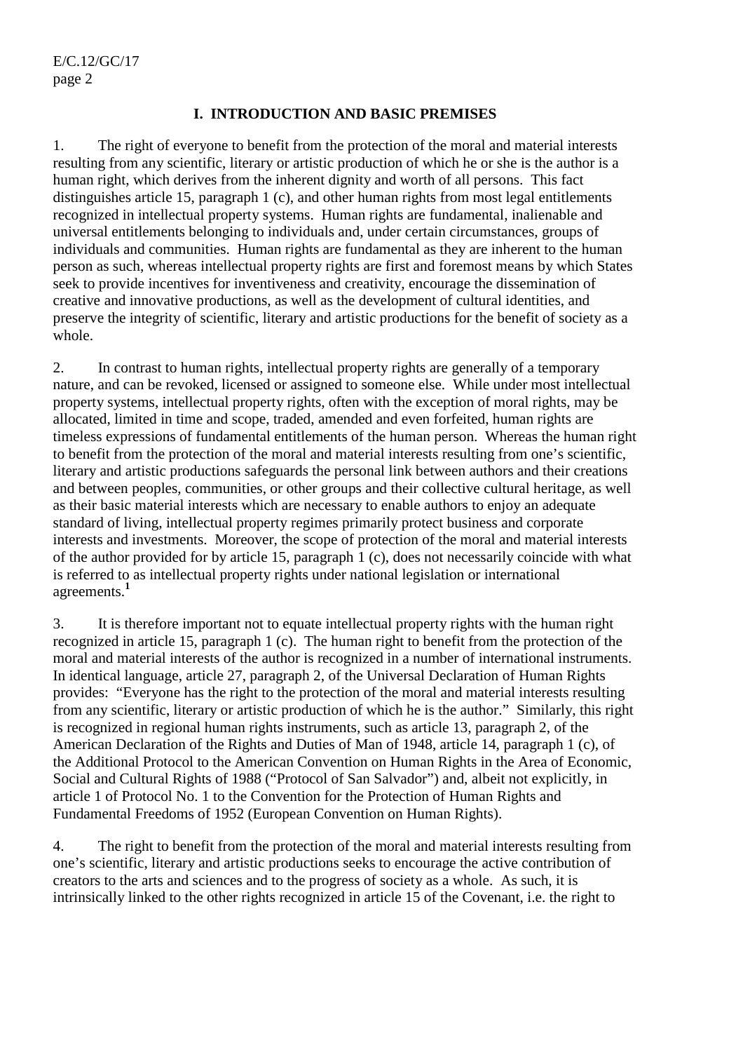## I. INTRODUCTION AND BASIC PREMISES

1. The right of everyone to benefit from the protection of the moral and material interests resulting from any scientific, literary or artistic production of which he or she is the author is a human right, which derives from the inherent dignity and worth of all persons. This fact distinguishes article 15, paragraph 1 (c), and other human rights from most legal entitlements recognized in intellectual property systems. Human rights are fundamental, inalienable and universal entitlements belonging to individuals and, under certain circumstances, groups of individuals and communities. Human rights are fundamental as they are inherent to the human person as such, whereas intellectual property rights are first and foremost means by which States seek to provide incentives for inventiveness and creativity, encourage the dissemination of creative and innovative productions, as well as the development of cultural identities, and preserve the integrity of scientific, literary and artistic productions for the benefit of society as a whole.

2. In contrast to human rights, intellectual property rights are generally of a temporary nature, and can be revoked, licensed or assigned to someone else. While under most intellectual property systems, intellectual property rights, often with the exception of moral rights, may be allocated, limited in time and scope, traded, amended and even forfeited, human rights are timeless expressions of fundamental entitlements of the human person. Whereas the human right to benefit from the protection of the moral and material interests resulting from one's scientific, literary and artistic productions safeguards the personal link between authors and their creations and between peoples, communities, or other groups and their collective cultural heritage, as well as their basic material interests which are necessary to enable authors to enjoy an adequate standard of living, intellectual property regimes primarily protect business and corporate interests and investments. Moreover, the scope of protection of the moral and material interests of the author provided for by article 15, paragraph 1 (c), does not necessarily coincide with what is referred to as intellectual property rights under national legislation or international agreements.[1]

3. It is therefore important not to equate intellectual property rights with the human right recognized in article 15, paragraph 1 (c). The human right to benefit from the protection of the moral and material interests of the author is recognized in a number of international instruments. In identical language, article 27, paragraph 2, of the Universal Declaration of Human Rights provides: "Everyone has the right to the protection of the moral and material interests resulting from any scientific, literary or artistic production of which he is the author." Similarly, this right is recognized in regional human rights instruments, such as article 13, paragraph 2, of the American Declaration of the Rights and Duties of Man of 1948, article 14, paragraph 1 (c), of the Additional Protocol to the American Convention on Human Rights in the Area of Economic, Social and Cultural Rights of 1988 ("Protocol of San Salvador") and, albeit not explicitly, in article 1 of Protocol No. 1 to the Convention for the Protection of Human Rights and Fundamental Freedoms of 1952 (European Convention on Human Rights).

4. The right to benefit from the protection of the moral and material interests resulting from one's scientific, literary and artistic productions seeks to encourage the active contribution of creators to the arts and sciences and to the progress of society as a whole. As such, it is intrinsically linked to the other rights recognized in article 15 of the Covenant, i.e. the right to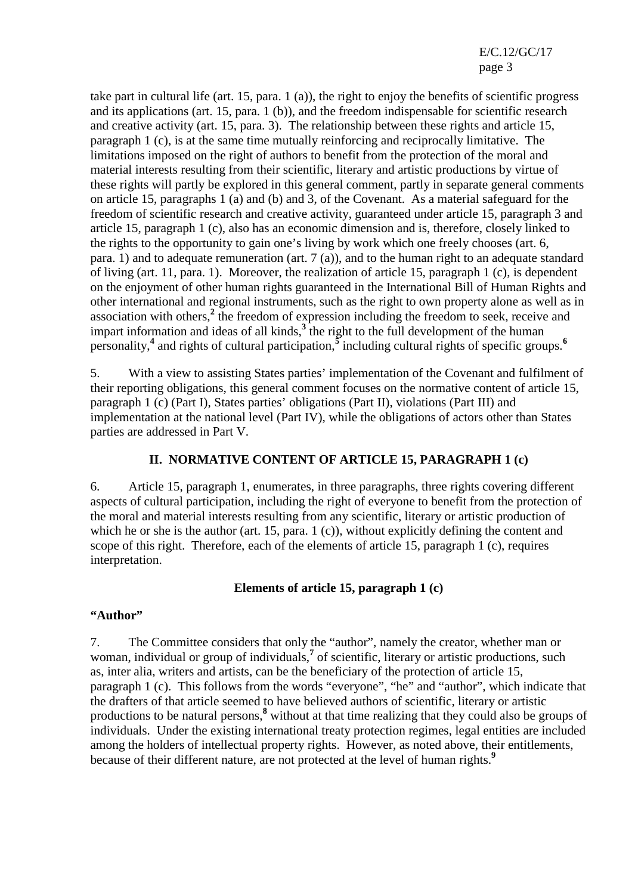take part in cultural life (art. 15, para. 1 (a)), the right to enjoy the benefits of scientific progress and its applications (art. 15, para. 1 (b)), and the freedom indispensable for scientific research and creative activity (art. 15, para. 3). The relationship between these rights and article 15, paragraph 1 (c), is at the same time mutually reinforcing and reciprocally limitative. The limitations imposed on the right of authors to benefit from the protection of the moral and material interests resulting from their scientific, literary and artistic productions by virtue of these rights will partly be explored in this general comment, partly in separate general comments on article 15, paragraphs 1 (a) and (b) and 3, of the Covenant. As a material safeguard for the freedom of scientific research and creative activity, guaranteed under article 15, paragraph 3 and article 15, paragraph 1 (c), also has an economic dimension and is, therefore, closely linked to the rights to the opportunity to gain one's living by work which one freely chooses (art. 6, para. 1) and to adequate remuneration (art. 7 (a)), and to the human right to an adequate standard of living (art. 11, para. 1). Moreover, the realization of article 15, paragraph 1 (c), is dependent on the enjoyment of other human rights guaranteed in the International Bill of Human Rights and other international and regional instruments, such as the right to own property alone as well as in association with others,[2] the freedom of expression including the freedom to seek, receive and impart information and ideas of all kinds,[3] the right to the full development of the human personality,[4] and rights of cultural participation,[5] including cultural rights of specific groups.[6]

5. With a view to assisting States parties' implementation of the Covenant and fulfilment of their reporting obligations, this general comment focuses on the normative content of article 15, paragraph 1 (c) (Part I), States parties' obligations (Part II), violations (Part III) and implementation at the national level (Part IV), while the obligations of actors other than States parties are addressed in Part V.

## II. NORMATIVE CONTENT OF ARTICLE 15, PARAGRAPH 1 (c)

6. Article 15, paragraph 1, enumerates, in three paragraphs, three rights covering different aspects of cultural participation, including the right of everyone to benefit from the protection of the moral and material interests resulting from any scientific, literary or artistic production of which he or she is the author (art. 15, para. 1 (c)), without explicitly defining the content and scope of this right. Therefore, each of the elements of article 15, paragraph 1 (c), requires interpretation.

### Elements of article 15, paragraph 1 (c)

**"Author"**

7. The Committee considers that only the "author", namely the creator, whether man or woman, individual or group of individuals,[7] of scientific, literary or artistic productions, such as, inter alia, writers and artists, can be the beneficiary of the protection of article 15, paragraph 1 (c). This follows from the words "everyone", "he" and "author", which indicate that the drafters of that article seemed to have believed authors of scientific, literary or artistic productions to be natural persons,[8] without at that time realizing that they could also be groups of individuals. Under the existing international treaty protection regimes, legal entities are included among the holders of intellectual property rights. However, as noted above, their entitlements, because of their different nature, are not protected at the level of human rights.[9]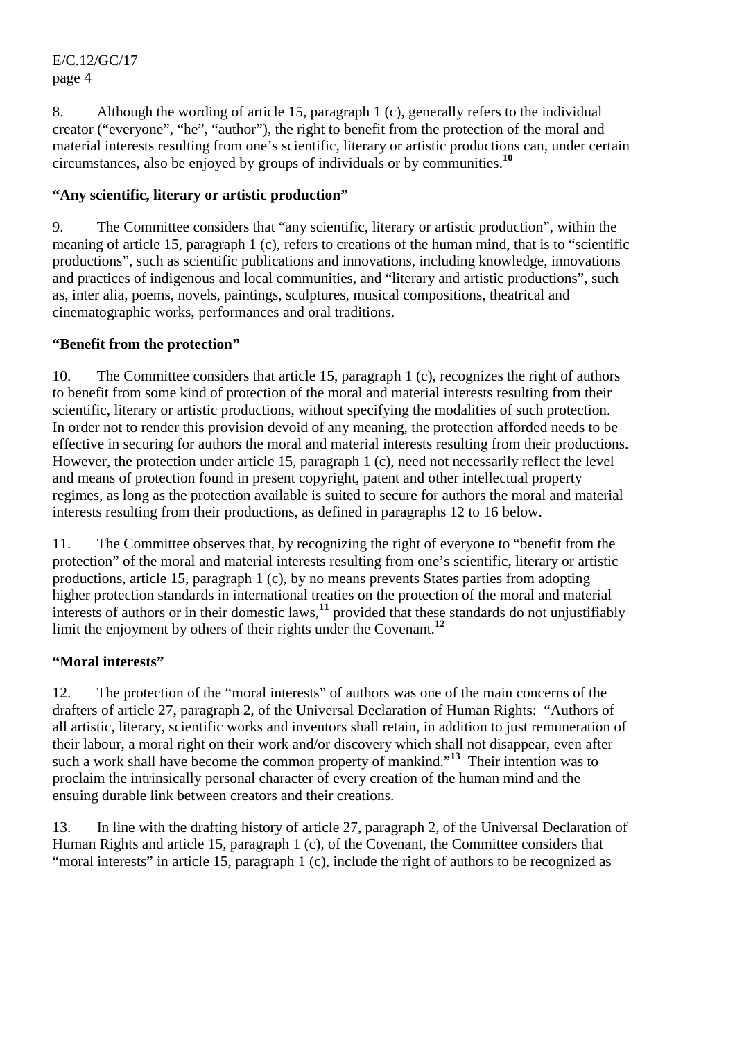8. Although the wording of article 15, paragraph 1 (c), generally refers to the individual creator ("everyone", "he", "author"), the right to benefit from the protection of the moral and material interests resulting from one's scientific, literary or artistic productions can, under certain circumstances, also be enjoyed by groups of individuals or by communities.[10]

**"Any scientific, literary or artistic production"**

9. The Committee considers that "any scientific, literary or artistic production", within the meaning of article 15, paragraph 1 (c), refers to creations of the human mind, that is to "scientific productions", such as scientific publications and innovations, including knowledge, innovations and practices of indigenous and local communities, and "literary and artistic productions", such as, inter alia, poems, novels, paintings, sculptures, musical compositions, theatrical and cinematographic works, performances and oral traditions.

**"Benefit from the protection"**

10. The Committee considers that article 15, paragraph 1 (c), recognizes the right of authors to benefit from some kind of protection of the moral and material interests resulting from their scientific, literary or artistic productions, without specifying the modalities of such protection. In order not to render this provision devoid of any meaning, the protection afforded needs to be effective in securing for authors the moral and material interests resulting from their productions. However, the protection under article 15, paragraph 1 (c), need not necessarily reflect the level and means of protection found in present copyright, patent and other intellectual property regimes, as long as the protection available is suited to secure for authors the moral and material interests resulting from their productions, as defined in paragraphs 12 to 16 below.

11. The Committee observes that, by recognizing the right of everyone to "benefit from the protection" of the moral and material interests resulting from one's scientific, literary or artistic productions, article 15, paragraph 1 (c), by no means prevents States parties from adopting higher protection standards in international treaties on the protection of the moral and material interests of authors or in their domestic laws,[11] provided that these standards do not unjustifiably limit the enjoyment by others of their rights under the Covenant.[12]

**"Moral interests"**

12. The protection of the "moral interests" of authors was one of the main concerns of the drafters of article 27, paragraph 2, of the Universal Declaration of Human Rights: "Authors of all artistic, literary, scientific works and inventors shall retain, in addition to just remuneration of their labour, a moral right on their work and/or discovery which shall not disappear, even after such a work shall have become the common property of mankind."[13] Their intention was to proclaim the intrinsically personal character of every creation of the human mind and the ensuing durable link between creators and their creations.

13. In line with the drafting history of article 27, paragraph 2, of the Universal Declaration of Human Rights and article 15, paragraph 1 (c), of the Covenant, the Committee considers that "moral interests" in article 15, paragraph 1 (c), include the right of authors to be recognized as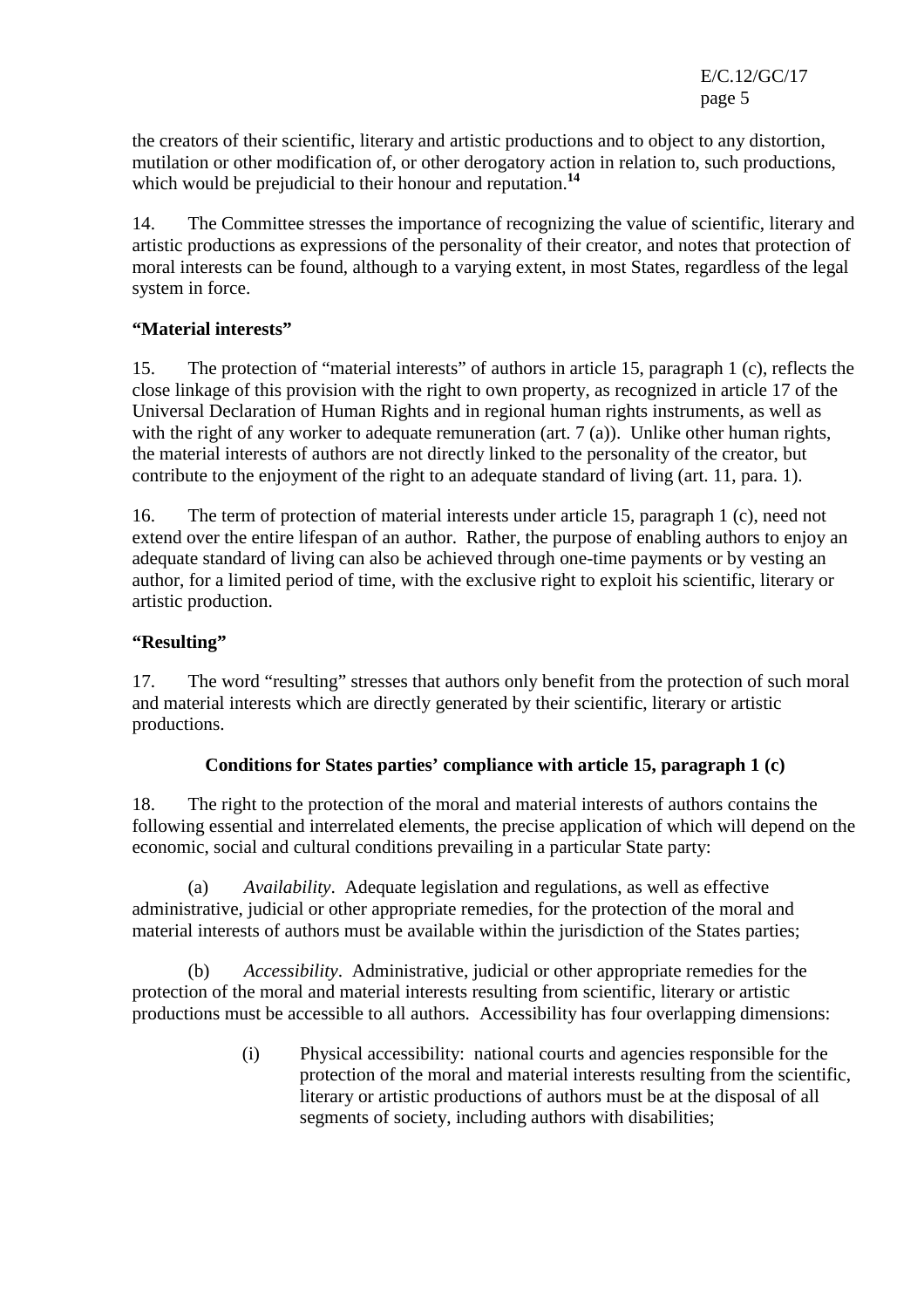the creators of their scientific, literary and artistic productions and to object to any distortion, mutilation or other modification of, or other derogatory action in relation to, such productions, which would be prejudicial to their honour and reputation.[14]

14. The Committee stresses the importance of recognizing the value of scientific, literary and artistic productions as expressions of the personality of their creator, and notes that protection of moral interests can be found, although to a varying extent, in most States, regardless of the legal system in force.

**"Material interests"**

15. The protection of "material interests" of authors in article 15, paragraph 1 (c), reflects the close linkage of this provision with the right to own property, as recognized in article 17 of the Universal Declaration of Human Rights and in regional human rights instruments, as well as with the right of any worker to adequate remuneration (art. 7 (a)). Unlike other human rights, the material interests of authors are not directly linked to the personality of the creator, but contribute to the enjoyment of the right to an adequate standard of living (art. 11, para. 1).

16. The term of protection of material interests under article 15, paragraph 1 (c), need not extend over the entire lifespan of an author. Rather, the purpose of enabling authors to enjoy an adequate standard of living can also be achieved through one-time payments or by vesting an author, for a limited period of time, with the exclusive right to exploit his scientific, literary or artistic production.

**"Resulting"**

17. The word "resulting" stresses that authors only benefit from the protection of such moral and material interests which are directly generated by their scientific, literary or artistic productions.

## Conditions for States parties' compliance with article 15, paragraph 1 (c)

18. The right to the protection of the moral and material interests of authors contains the following essential and interrelated elements, the precise application of which will depend on the economic, social and cultural conditions prevailing in a particular State party:

(a) *Availability*. Adequate legislation and regulations, as well as effective administrative, judicial or other appropriate remedies, for the protection of the moral and material interests of authors must be available within the jurisdiction of the States parties;

(b) *Accessibility*. Administrative, judicial or other appropriate remedies for the protection of the moral and material interests resulting from scientific, literary or artistic productions must be accessible to all authors. Accessibility has four overlapping dimensions:

(i) Physical accessibility: national courts and agencies responsible for the protection of the moral and material interests resulting from the scientific, literary or artistic productions of authors must be at the disposal of all segments of society, including authors with disabilities;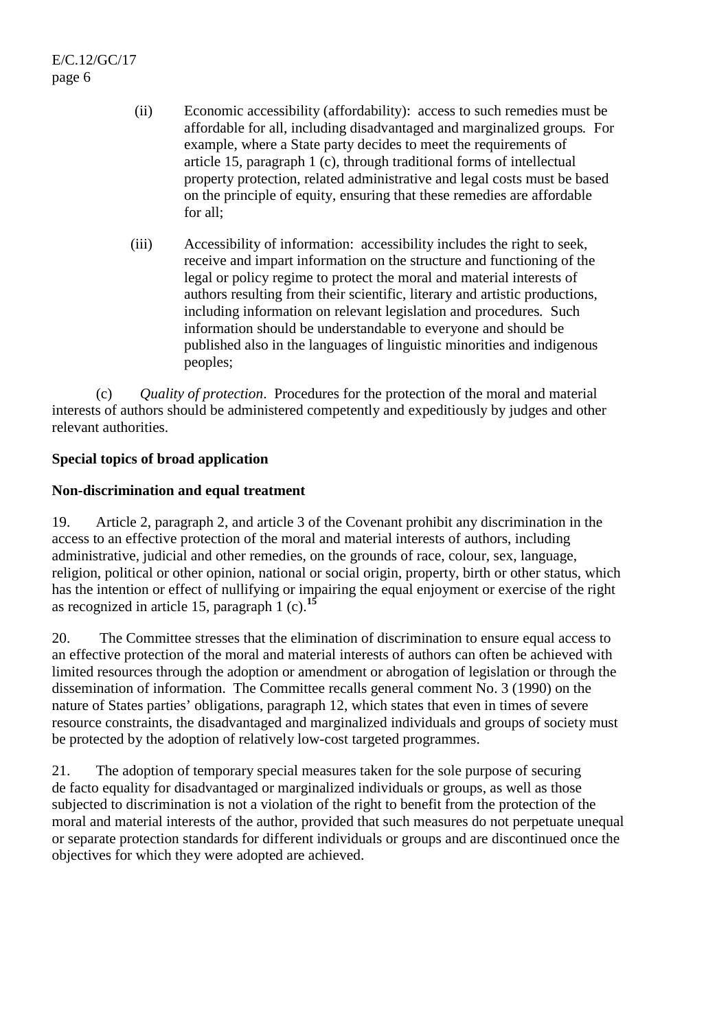(ii) Economic accessibility (affordability): access to such remedies must be affordable for all, including disadvantaged and marginalized groups. For example, where a State party decides to meet the requirements of article 15, paragraph 1 (c), through traditional forms of intellectual property protection, related administrative and legal costs must be based on the principle of equity, ensuring that these remedies are affordable for all;

(iii) Accessibility of information: accessibility includes the right to seek, receive and impart information on the structure and functioning of the legal or policy regime to protect the moral and material interests of authors resulting from their scientific, literary and artistic productions, including information on relevant legislation and procedures. Such information should be understandable to everyone and should be published also in the languages of linguistic minorities and indigenous peoples;

(c) *Quality of protection*. Procedures for the protection of the moral and material interests of authors should be administered competently and expeditiously by judges and other relevant authorities.

**Special topics of broad application**

**Non-discrimination and equal treatment**

19. Article 2, paragraph 2, and article 3 of the Covenant prohibit any discrimination in the access to an effective protection of the moral and material interests of authors, including administrative, judicial and other remedies, on the grounds of race, colour, sex, language, religion, political or other opinion, national or social origin, property, birth or other status, which has the intention or effect of nullifying or impairing the equal enjoyment or exercise of the right as recognized in article 15, paragraph 1 (c).[15]

20. The Committee stresses that the elimination of discrimination to ensure equal access to an effective protection of the moral and material interests of authors can often be achieved with limited resources through the adoption or amendment or abrogation of legislation or through the dissemination of information. The Committee recalls general comment No. 3 (1990) on the nature of States parties' obligations, paragraph 12, which states that even in times of severe resource constraints, the disadvantaged and marginalized individuals and groups of society must be protected by the adoption of relatively low-cost targeted programmes.

21. The adoption of temporary special measures taken for the sole purpose of securing de facto equality for disadvantaged or marginalized individuals or groups, as well as those subjected to discrimination is not a violation of the right to benefit from the protection of the moral and material interests of the author, provided that such measures do not perpetuate unequal or separate protection standards for different individuals or groups and are discontinued once the objectives for which they were adopted are achieved.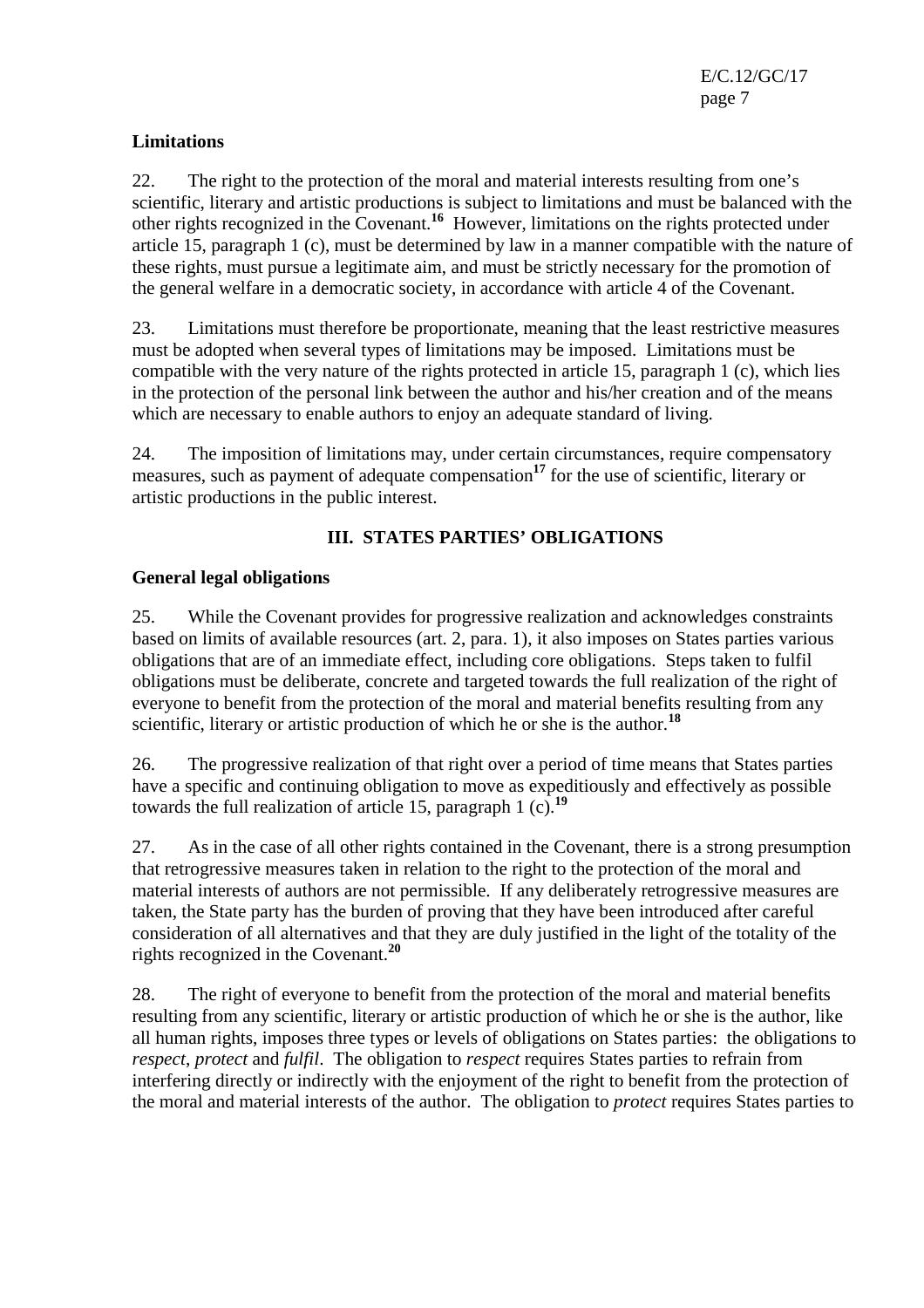**Limitations**

22. The right to the protection of the moral and material interests resulting from one's scientific, literary and artistic productions is subject to limitations and must be balanced with the other rights recognized in the Covenant.[16] However, limitations on the rights protected under article 15, paragraph 1 (c), must be determined by law in a manner compatible with the nature of these rights, must pursue a legitimate aim, and must be strictly necessary for the promotion of the general welfare in a democratic society, in accordance with article 4 of the Covenant.

23. Limitations must therefore be proportionate, meaning that the least restrictive measures must be adopted when several types of limitations may be imposed. Limitations must be compatible with the very nature of the rights protected in article 15, paragraph 1 (c), which lies in the protection of the personal link between the author and his/her creation and of the means which are necessary to enable authors to enjoy an adequate standard of living.

24. The imposition of limitations may, under certain circumstances, require compensatory measures, such as payment of adequate compensation[17] for the use of scientific, literary or artistic productions in the public interest.

## III. STATES PARTIES' OBLIGATIONS

**General legal obligations**

25. While the Covenant provides for progressive realization and acknowledges constraints based on limits of available resources (art. 2, para. 1), it also imposes on States parties various obligations that are of an immediate effect, including core obligations. Steps taken to fulfil obligations must be deliberate, concrete and targeted towards the full realization of the right of everyone to benefit from the protection of the moral and material benefits resulting from any scientific, literary or artistic production of which he or she is the author.[18]

26. The progressive realization of that right over a period of time means that States parties have a specific and continuing obligation to move as expeditiously and effectively as possible towards the full realization of article 15, paragraph 1 (c).[19]

27. As in the case of all other rights contained in the Covenant, there is a strong presumption that retrogressive measures taken in relation to the right to the protection of the moral and material interests of authors are not permissible. If any deliberately retrogressive measures are taken, the State party has the burden of proving that they have been introduced after careful consideration of all alternatives and that they are duly justified in the light of the totality of the rights recognized in the Covenant.[20]

28. The right of everyone to benefit from the protection of the moral and material benefits resulting from any scientific, literary or artistic production of which he or she is the author, like all human rights, imposes three types or levels of obligations on States parties: the obligations to *respect*, *protect* and *fulfil*. The obligation to *respect* requires States parties to refrain from interfering directly or indirectly with the enjoyment of the right to benefit from the protection of the moral and material interests of the author. The obligation to *protect* requires States parties to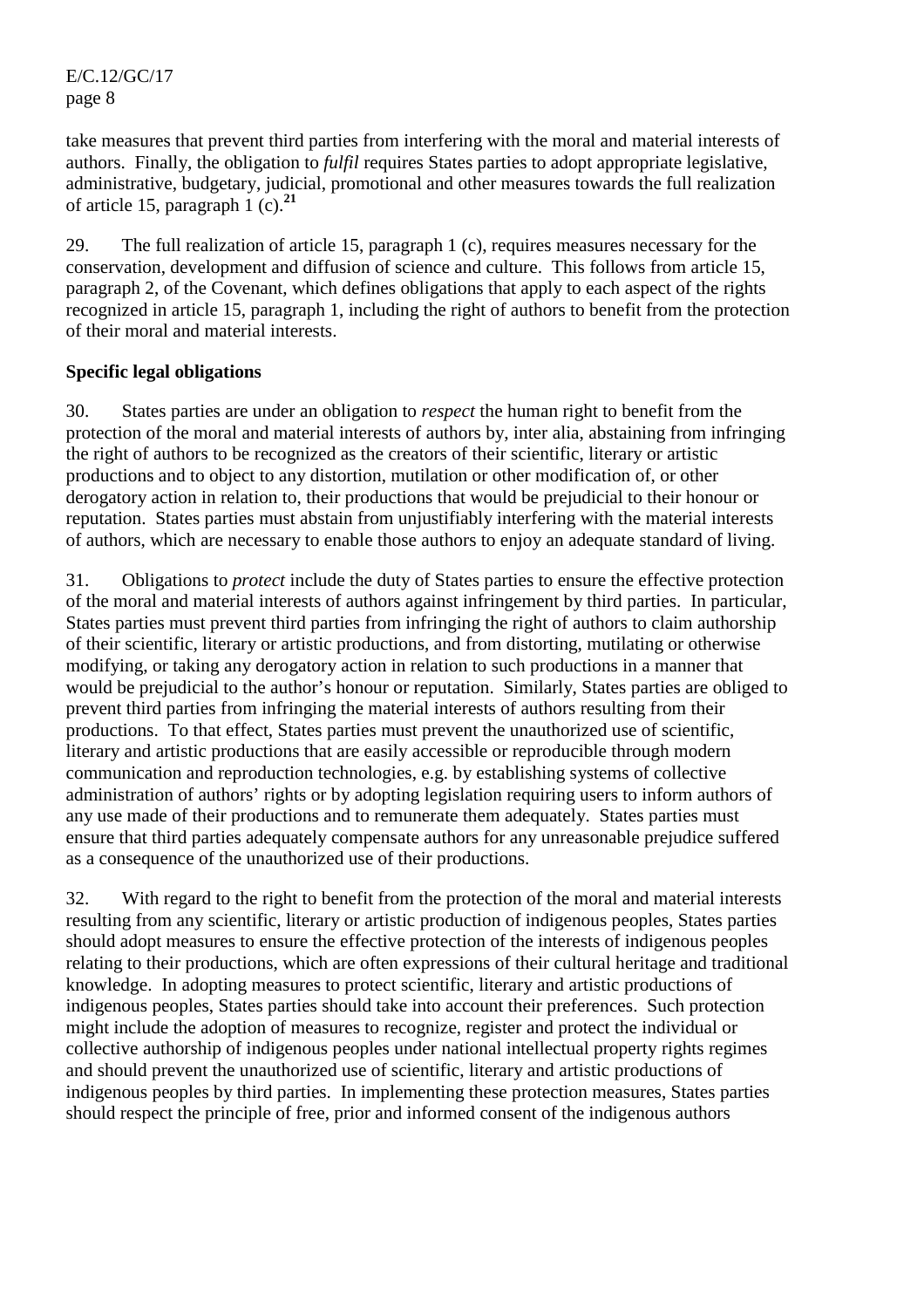take measures that prevent third parties from interfering with the moral and material interests of authors. Finally, the obligation to *fulfil* requires States parties to adopt appropriate legislative, administrative, budgetary, judicial, promotional and other measures towards the full realization of article 15, paragraph 1 (c).[21]

29. The full realization of article 15, paragraph 1 (c), requires measures necessary for the conservation, development and diffusion of science and culture. This follows from article 15, paragraph 2, of the Covenant, which defines obligations that apply to each aspect of the rights recognized in article 15, paragraph 1, including the right of authors to benefit from the protection of their moral and material interests.

**Specific legal obligations**

30. States parties are under an obligation to *respect* the human right to benefit from the protection of the moral and material interests of authors by, inter alia, abstaining from infringing the right of authors to be recognized as the creators of their scientific, literary or artistic productions and to object to any distortion, mutilation or other modification of, or other derogatory action in relation to, their productions that would be prejudicial to their honour or reputation. States parties must abstain from unjustifiably interfering with the material interests of authors, which are necessary to enable those authors to enjoy an adequate standard of living.

31. Obligations to *protect* include the duty of States parties to ensure the effective protection of the moral and material interests of authors against infringement by third parties. In particular, States parties must prevent third parties from infringing the right of authors to claim authorship of their scientific, literary or artistic productions, and from distorting, mutilating or otherwise modifying, or taking any derogatory action in relation to such productions in a manner that would be prejudicial to the author's honour or reputation. Similarly, States parties are obliged to prevent third parties from infringing the material interests of authors resulting from their productions. To that effect, States parties must prevent the unauthorized use of scientific, literary and artistic productions that are easily accessible or reproducible through modern communication and reproduction technologies, e.g. by establishing systems of collective administration of authors' rights or by adopting legislation requiring users to inform authors of any use made of their productions and to remunerate them adequately. States parties must ensure that third parties adequately compensate authors for any unreasonable prejudice suffered as a consequence of the unauthorized use of their productions.

32. With regard to the right to benefit from the protection of the moral and material interests resulting from any scientific, literary or artistic production of indigenous peoples, States parties should adopt measures to ensure the effective protection of the interests of indigenous peoples relating to their productions, which are often expressions of their cultural heritage and traditional knowledge. In adopting measures to protect scientific, literary and artistic productions of indigenous peoples, States parties should take into account their preferences. Such protection might include the adoption of measures to recognize, register and protect the individual or collective authorship of indigenous peoples under national intellectual property rights regimes and should prevent the unauthorized use of scientific, literary and artistic productions of indigenous peoples by third parties. In implementing these protection measures, States parties should respect the principle of free, prior and informed consent of the indigenous authors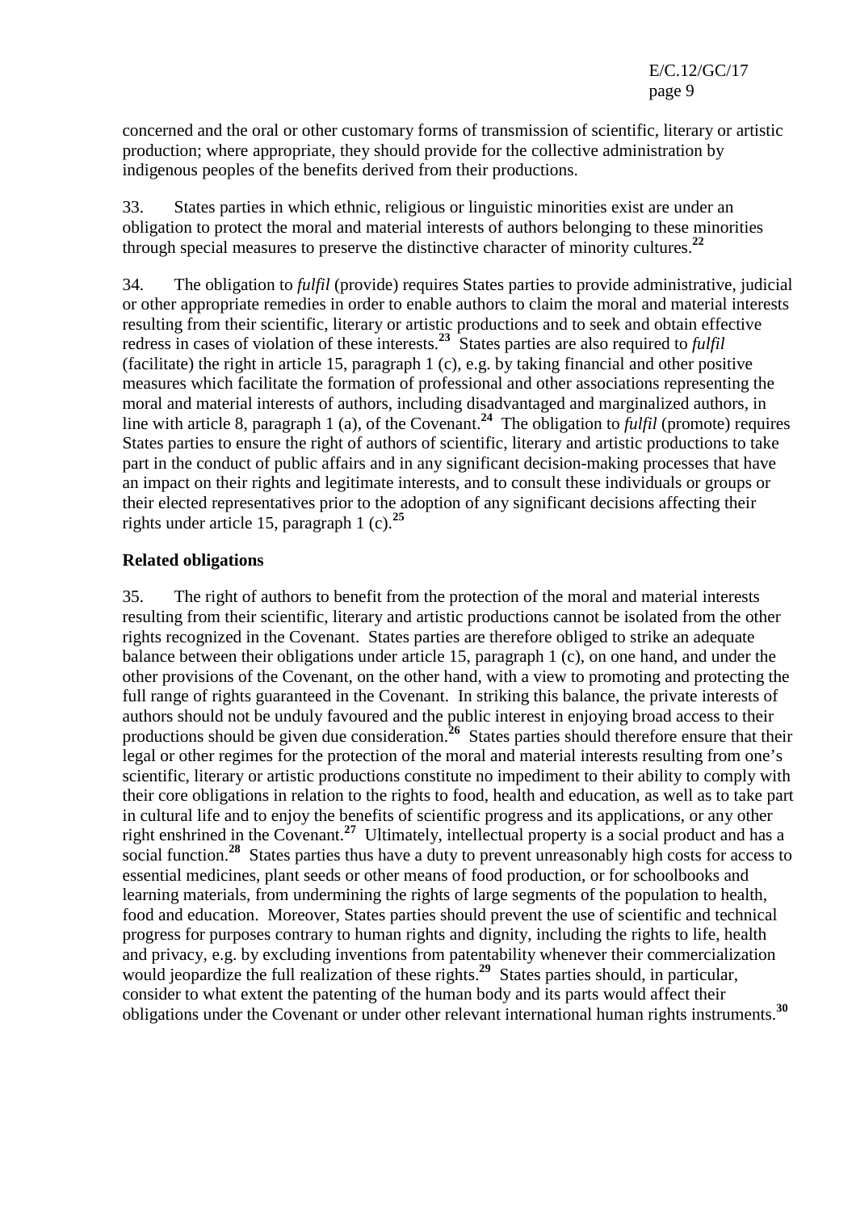concerned and the oral or other customary forms of transmission of scientific, literary or artistic production; where appropriate, they should provide for the collective administration by indigenous peoples of the benefits derived from their productions.

33. States parties in which ethnic, religious or linguistic minorities exist are under an obligation to protect the moral and material interests of authors belonging to these minorities through special measures to preserve the distinctive character of minority cultures.[22]

34. The obligation to *fulfil* (provide) requires States parties to provide administrative, judicial or other appropriate remedies in order to enable authors to claim the moral and material interests resulting from their scientific, literary or artistic productions and to seek and obtain effective redress in cases of violation of these interests.[23] States parties are also required to *fulfil* (facilitate) the right in article 15, paragraph 1 (c), e.g. by taking financial and other positive measures which facilitate the formation of professional and other associations representing the moral and material interests of authors, including disadvantaged and marginalized authors, in line with article 8, paragraph 1 (a), of the Covenant.[24] The obligation to *fulfil* (promote) requires States parties to ensure the right of authors of scientific, literary and artistic productions to take part in the conduct of public affairs and in any significant decision-making processes that have an impact on their rights and legitimate interests, and to consult these individuals or groups or their elected representatives prior to the adoption of any significant decisions affecting their rights under article 15, paragraph 1 (c).[25]

**Related obligations**

35. The right of authors to benefit from the protection of the moral and material interests resulting from their scientific, literary and artistic productions cannot be isolated from the other rights recognized in the Covenant. States parties are therefore obliged to strike an adequate balance between their obligations under article 15, paragraph 1 (c), on one hand, and under the other provisions of the Covenant, on the other hand, with a view to promoting and protecting the full range of rights guaranteed in the Covenant. In striking this balance, the private interests of authors should not be unduly favoured and the public interest in enjoying broad access to their productions should be given due consideration.[26] States parties should therefore ensure that their legal or other regimes for the protection of the moral and material interests resulting from one's scientific, literary or artistic productions constitute no impediment to their ability to comply with their core obligations in relation to the rights to food, health and education, as well as to take part in cultural life and to enjoy the benefits of scientific progress and its applications, or any other right enshrined in the Covenant.[27] Ultimately, intellectual property is a social product and has a social function.[28] States parties thus have a duty to prevent unreasonably high costs for access to essential medicines, plant seeds or other means of food production, or for schoolbooks and learning materials, from undermining the rights of large segments of the population to health, food and education. Moreover, States parties should prevent the use of scientific and technical progress for purposes contrary to human rights and dignity, including the rights to life, health and privacy, e.g. by excluding inventions from patentability whenever their commercialization would jeopardize the full realization of these rights.[29] States parties should, in particular, consider to what extent the patenting of the human body and its parts would affect their obligations under the Covenant or under other relevant international human rights instruments.[30]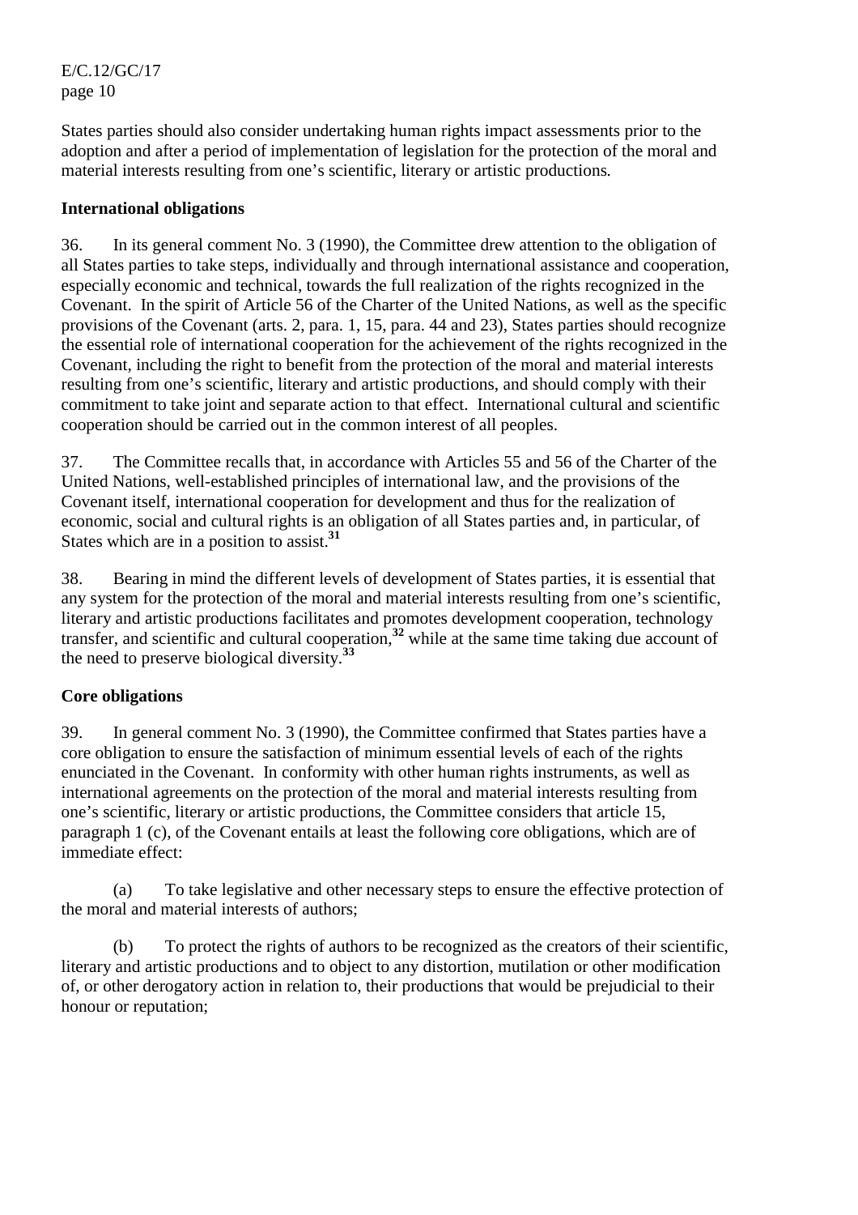States parties should also consider undertaking human rights impact assessments prior to the adoption and after a period of implementation of legislation for the protection of the moral and material interests resulting from one's scientific, literary or artistic productions.

**International obligations**

36. In its general comment No. 3 (1990), the Committee drew attention to the obligation of all States parties to take steps, individually and through international assistance and cooperation, especially economic and technical, towards the full realization of the rights recognized in the Covenant. In the spirit of Article 56 of the Charter of the United Nations, as well as the specific provisions of the Covenant (arts. 2, para. 1, 15, para. 44 and 23), States parties should recognize the essential role of international cooperation for the achievement of the rights recognized in the Covenant, including the right to benefit from the protection of the moral and material interests resulting from one's scientific, literary and artistic productions, and should comply with their commitment to take joint and separate action to that effect. International cultural and scientific cooperation should be carried out in the common interest of all peoples.

37. The Committee recalls that, in accordance with Articles 55 and 56 of the Charter of the United Nations, well-established principles of international law, and the provisions of the Covenant itself, international cooperation for development and thus for the realization of economic, social and cultural rights is an obligation of all States parties and, in particular, of States which are in a position to assist.[31]

38. Bearing in mind the different levels of development of States parties, it is essential that any system for the protection of the moral and material interests resulting from one's scientific, literary and artistic productions facilitates and promotes development cooperation, technology transfer, and scientific and cultural cooperation,[32] while at the same time taking due account of the need to preserve biological diversity.[33]

**Core obligations**

39. In general comment No. 3 (1990), the Committee confirmed that States parties have a core obligation to ensure the satisfaction of minimum essential levels of each of the rights enunciated in the Covenant. In conformity with other human rights instruments, as well as international agreements on the protection of the moral and material interests resulting from one's scientific, literary or artistic productions, the Committee considers that article 15, paragraph 1 (c), of the Covenant entails at least the following core obligations, which are of immediate effect:

(a) To take legislative and other necessary steps to ensure the effective protection of the moral and material interests of authors;

(b) To protect the rights of authors to be recognized as the creators of their scientific, literary and artistic productions and to object to any distortion, mutilation or other modification of, or other derogatory action in relation to, their productions that would be prejudicial to their honour or reputation;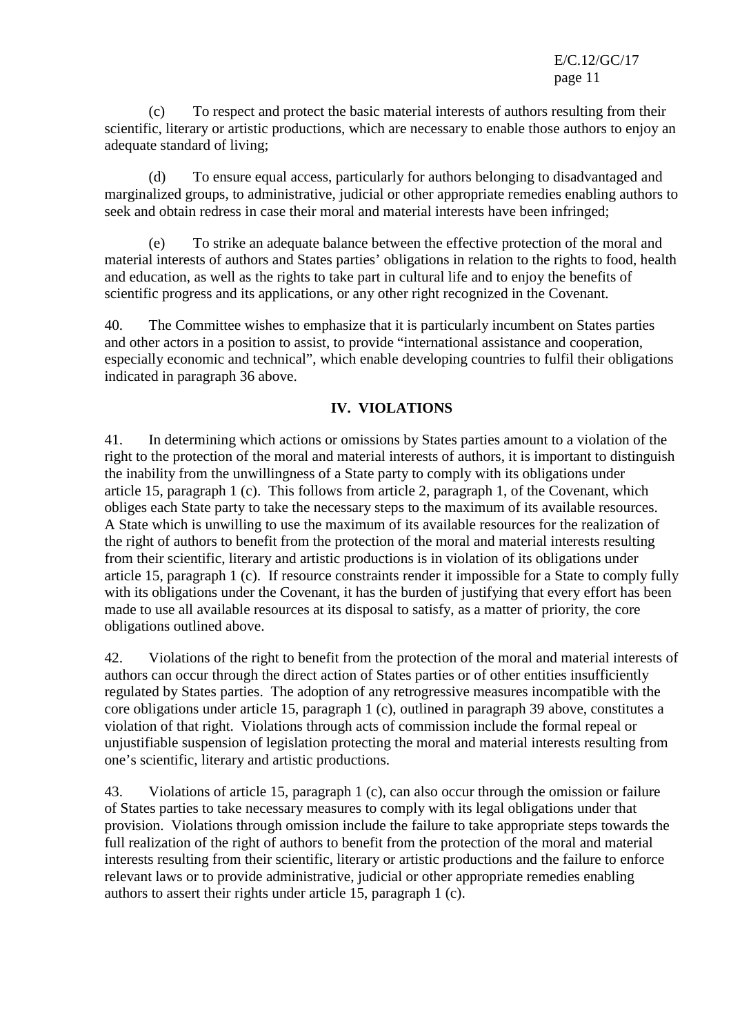(c) To respect and protect the basic material interests of authors resulting from their scientific, literary or artistic productions, which are necessary to enable those authors to enjoy an adequate standard of living;

(d) To ensure equal access, particularly for authors belonging to disadvantaged and marginalized groups, to administrative, judicial or other appropriate remedies enabling authors to seek and obtain redress in case their moral and material interests have been infringed;

(e) To strike an adequate balance between the effective protection of the moral and material interests of authors and States parties' obligations in relation to the rights to food, health and education, as well as the rights to take part in cultural life and to enjoy the benefits of scientific progress and its applications, or any other right recognized in the Covenant.

40. The Committee wishes to emphasize that it is particularly incumbent on States parties and other actors in a position to assist, to provide "international assistance and cooperation, especially economic and technical", which enable developing countries to fulfil their obligations indicated in paragraph 36 above.

## IV. VIOLATIONS

41. In determining which actions or omissions by States parties amount to a violation of the right to the protection of the moral and material interests of authors, it is important to distinguish the inability from the unwillingness of a State party to comply with its obligations under article 15, paragraph 1 (c). This follows from article 2, paragraph 1, of the Covenant, which obliges each State party to take the necessary steps to the maximum of its available resources. A State which is unwilling to use the maximum of its available resources for the realization of the right of authors to benefit from the protection of the moral and material interests resulting from their scientific, literary and artistic productions is in violation of its obligations under article 15, paragraph 1 (c). If resource constraints render it impossible for a State to comply fully with its obligations under the Covenant, it has the burden of justifying that every effort has been made to use all available resources at its disposal to satisfy, as a matter of priority, the core obligations outlined above.

42. Violations of the right to benefit from the protection of the moral and material interests of authors can occur through the direct action of States parties or of other entities insufficiently regulated by States parties. The adoption of any retrogressive measures incompatible with the core obligations under article 15, paragraph 1 (c), outlined in paragraph 39 above, constitutes a violation of that right. Violations through acts of commission include the formal repeal or unjustifiable suspension of legislation protecting the moral and material interests resulting from one's scientific, literary and artistic productions.

43. Violations of article 15, paragraph 1 (c), can also occur through the omission or failure of States parties to take necessary measures to comply with its legal obligations under that provision. Violations through omission include the failure to take appropriate steps towards the full realization of the right of authors to benefit from the protection of the moral and material interests resulting from their scientific, literary or artistic productions and the failure to enforce relevant laws or to provide administrative, judicial or other appropriate remedies enabling authors to assert their rights under article 15, paragraph 1 (c).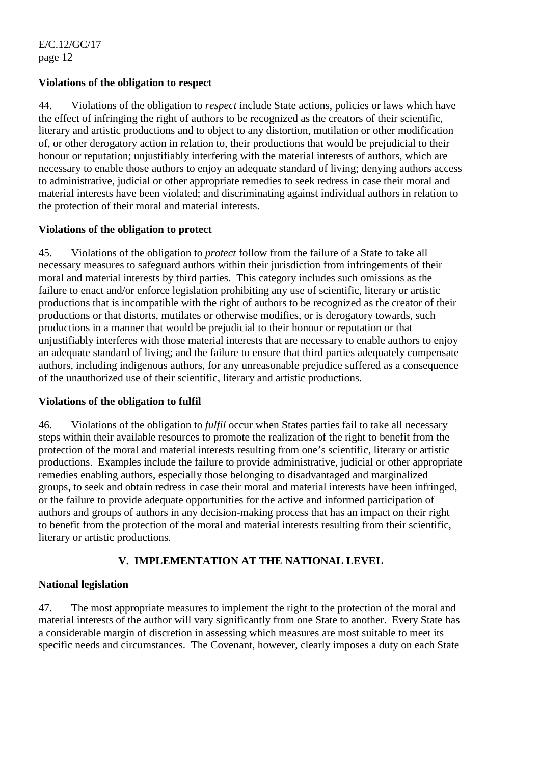### Violations of the obligation to respect

44. Violations of the obligation to *respect* include State actions, policies or laws which have the effect of infringing the right of authors to be recognized as the creators of their scientific, literary and artistic productions and to object to any distortion, mutilation or other modification of, or other derogatory action in relation to, their productions that would be prejudicial to their honour or reputation; unjustifiably interfering with the material interests of authors, which are necessary to enable those authors to enjoy an adequate standard of living; denying authors access to administrative, judicial or other appropriate remedies to seek redress in case their moral and material interests have been violated; and discriminating against individual authors in relation to the protection of their moral and material interests.

### Violations of the obligation to protect

45. Violations of the obligation to *protect* follow from the failure of a State to take all necessary measures to safeguard authors within their jurisdiction from infringements of their moral and material interests by third parties. This category includes such omissions as the failure to enact and/or enforce legislation prohibiting any use of scientific, literary or artistic productions that is incompatible with the right of authors to be recognized as the creator of their productions or that distorts, mutilates or otherwise modifies, or is derogatory towards, such productions in a manner that would be prejudicial to their honour or reputation or that unjustifiably interferes with those material interests that are necessary to enable authors to enjoy an adequate standard of living; and the failure to ensure that third parties adequately compensate authors, including indigenous authors, for any unreasonable prejudice suffered as a consequence of the unauthorized use of their scientific, literary and artistic productions.

### Violations of the obligation to fulfil

46. Violations of the obligation to *fulfil* occur when States parties fail to take all necessary steps within their available resources to promote the realization of the right to benefit from the protection of the moral and material interests resulting from one's scientific, literary or artistic productions. Examples include the failure to provide administrative, judicial or other appropriate remedies enabling authors, especially those belonging to disadvantaged and marginalized groups, to seek and obtain redress in case their moral and material interests have been infringed, or the failure to provide adequate opportunities for the active and informed participation of authors and groups of authors in any decision-making process that has an impact on their right to benefit from the protection of the moral and material interests resulting from their scientific, literary or artistic productions.

## V. IMPLEMENTATION AT THE NATIONAL LEVEL

### National legislation

47. The most appropriate measures to implement the right to the protection of the moral and material interests of the author will vary significantly from one State to another. Every State has a considerable margin of discretion in assessing which measures are most suitable to meet its specific needs and circumstances. The Covenant, however, clearly imposes a duty on each State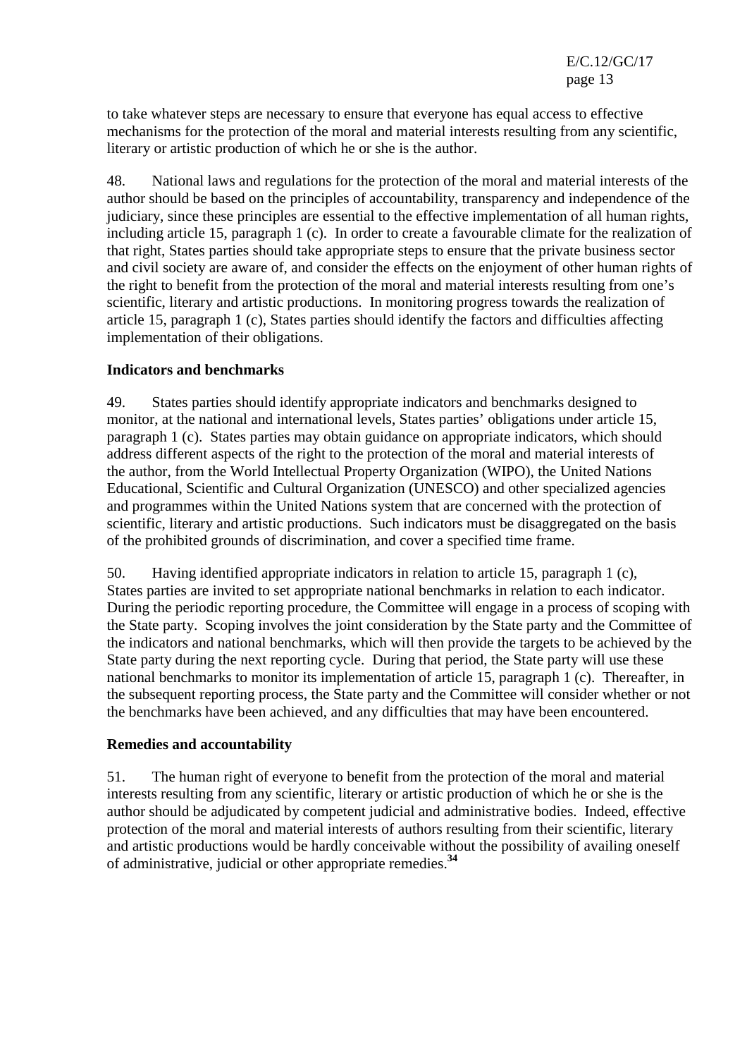to take whatever steps are necessary to ensure that everyone has equal access to effective mechanisms for the protection of the moral and material interests resulting from any scientific, literary or artistic production of which he or she is the author.

48. National laws and regulations for the protection of the moral and material interests of the author should be based on the principles of accountability, transparency and independence of the judiciary, since these principles are essential to the effective implementation of all human rights, including article 15, paragraph 1 (c). In order to create a favourable climate for the realization of that right, States parties should take appropriate steps to ensure that the private business sector and civil society are aware of, and consider the effects on the enjoyment of other human rights of the right to benefit from the protection of the moral and material interests resulting from one's scientific, literary and artistic productions. In monitoring progress towards the realization of article 15, paragraph 1 (c), States parties should identify the factors and difficulties affecting implementation of their obligations.

**Indicators and benchmarks**

49. States parties should identify appropriate indicators and benchmarks designed to monitor, at the national and international levels, States parties' obligations under article 15, paragraph 1 (c). States parties may obtain guidance on appropriate indicators, which should address different aspects of the right to the protection of the moral and material interests of the author, from the World Intellectual Property Organization (WIPO), the United Nations Educational, Scientific and Cultural Organization (UNESCO) and other specialized agencies and programmes within the United Nations system that are concerned with the protection of scientific, literary and artistic productions. Such indicators must be disaggregated on the basis of the prohibited grounds of discrimination, and cover a specified time frame.

50. Having identified appropriate indicators in relation to article 15, paragraph 1 (c), States parties are invited to set appropriate national benchmarks in relation to each indicator. During the periodic reporting procedure, the Committee will engage in a process of scoping with the State party. Scoping involves the joint consideration by the State party and the Committee of the indicators and national benchmarks, which will then provide the targets to be achieved by the State party during the next reporting cycle. During that period, the State party will use these national benchmarks to monitor its implementation of article 15, paragraph 1 (c). Thereafter, in the subsequent reporting process, the State party and the Committee will consider whether or not the benchmarks have been achieved, and any difficulties that may have been encountered.

**Remedies and accountability**

51. The human right of everyone to benefit from the protection of the moral and material interests resulting from any scientific, literary or artistic production of which he or she is the author should be adjudicated by competent judicial and administrative bodies. Indeed, effective protection of the moral and material interests of authors resulting from their scientific, literary and artistic productions would be hardly conceivable without the possibility of availing oneself of administrative, judicial or other appropriate remedies.[34]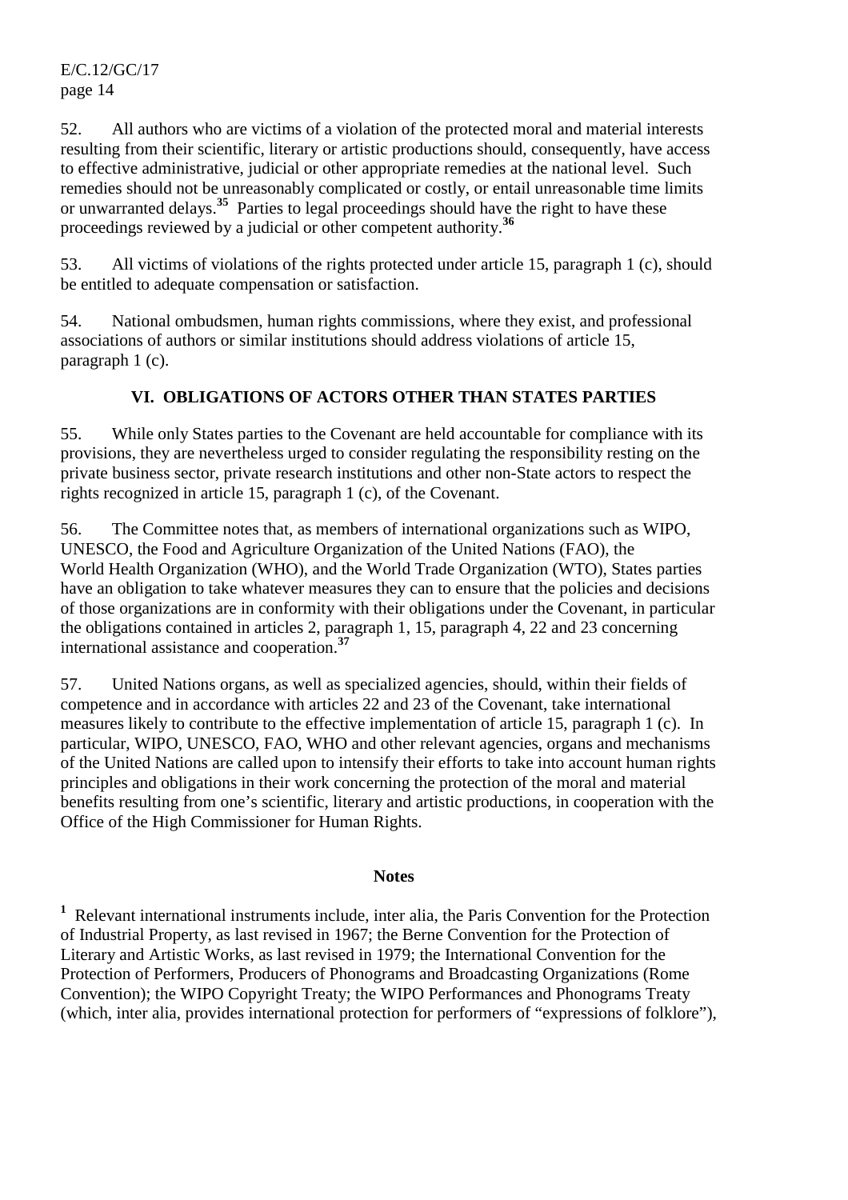52. All authors who are victims of a violation of the protected moral and material interests resulting from their scientific, literary or artistic productions should, consequently, have access to effective administrative, judicial or other appropriate remedies at the national level. Such remedies should not be unreasonably complicated or costly, or entail unreasonable time limits or unwarranted delays.[35] Parties to legal proceedings should have the right to have these proceedings reviewed by a judicial or other competent authority.[36]

53. All victims of violations of the rights protected under article 15, paragraph 1 (c), should be entitled to adequate compensation or satisfaction.

54. National ombudsmen, human rights commissions, where they exist, and professional associations of authors or similar institutions should address violations of article 15, paragraph 1 (c).

## VI. OBLIGATIONS OF ACTORS OTHER THAN STATES PARTIES

55. While only States parties to the Covenant are held accountable for compliance with its provisions, they are nevertheless urged to consider regulating the responsibility resting on the private business sector, private research institutions and other non-State actors to respect the rights recognized in article 15, paragraph 1 (c), of the Covenant.

56. The Committee notes that, as members of international organizations such as WIPO, UNESCO, the Food and Agriculture Organization of the United Nations (FAO), the World Health Organization (WHO), and the World Trade Organization (WTO), States parties have an obligation to take whatever measures they can to ensure that the policies and decisions of those organizations are in conformity with their obligations under the Covenant, in particular the obligations contained in articles 2, paragraph 1, 15, paragraph 4, 22 and 23 concerning international assistance and cooperation.[37]

57. United Nations organs, as well as specialized agencies, should, within their fields of competence and in accordance with articles 22 and 23 of the Covenant, take international measures likely to contribute to the effective implementation of article 15, paragraph 1 (c). In particular, WIPO, UNESCO, FAO, WHO and other relevant agencies, organs and mechanisms of the United Nations are called upon to intensify their efforts to take into account human rights principles and obligations in their work concerning the protection of the moral and material benefits resulting from one's scientific, literary and artistic productions, in cooperation with the Office of the High Commissioner for Human Rights.

**Notes**

[1] Relevant international instruments include, inter alia, the Paris Convention for the Protection of Industrial Property, as last revised in 1967; the Berne Convention for the Protection of Literary and Artistic Works, as last revised in 1979; the International Convention for the Protection of Performers, Producers of Phonograms and Broadcasting Organizations (Rome Convention); the WIPO Copyright Treaty; the WIPO Performances and Phonograms Treaty (which, inter alia, provides international protection for performers of "expressions of folklore"),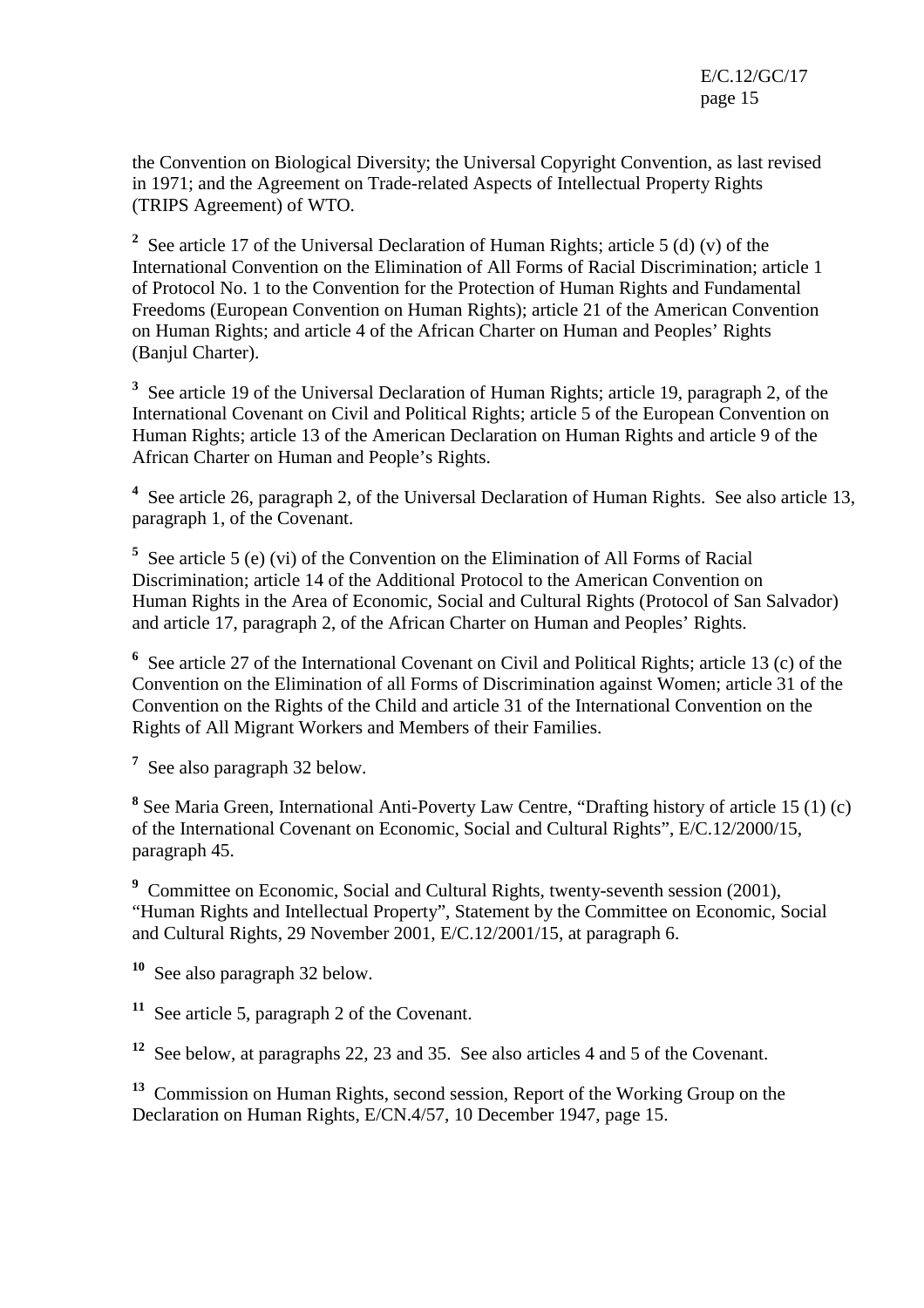the Convention on Biological Diversity; the Universal Copyright Convention, as last revised in 1971; and the Agreement on Trade-related Aspects of Intellectual Property Rights (TRIPS Agreement) of WTO.

[2] See article 17 of the Universal Declaration of Human Rights; article 5 (d) (v) of the International Convention on the Elimination of All Forms of Racial Discrimination; article 1 of Protocol No. 1 to the Convention for the Protection of Human Rights and Fundamental Freedoms (European Convention on Human Rights); article 21 of the American Convention on Human Rights; and article 4 of the African Charter on Human and Peoples' Rights (Banjul Charter).

[3] See article 19 of the Universal Declaration of Human Rights; article 19, paragraph 2, of the International Covenant on Civil and Political Rights; article 5 of the European Convention on Human Rights; article 13 of the American Declaration on Human Rights and article 9 of the African Charter on Human and People's Rights.

[4] See article 26, paragraph 2, of the Universal Declaration of Human Rights. See also article 13, paragraph 1, of the Covenant.

[5] See article 5 (e) (vi) of the Convention on the Elimination of All Forms of Racial Discrimination; article 14 of the Additional Protocol to the American Convention on Human Rights in the Area of Economic, Social and Cultural Rights (Protocol of San Salvador) and article 17, paragraph 2, of the African Charter on Human and Peoples' Rights.

[6] See article 27 of the International Covenant on Civil and Political Rights; article 13 (c) of the Convention on the Elimination of all Forms of Discrimination against Women; article 31 of the Convention on the Rights of the Child and article 31 of the International Convention on the Rights of All Migrant Workers and Members of their Families.

[7] See also paragraph 32 below.

[8] See Maria Green, International Anti-Poverty Law Centre, "Drafting history of article 15 (1) (c) of the International Covenant on Economic, Social and Cultural Rights", E/C.12/2000/15, paragraph 45.

[9] Committee on Economic, Social and Cultural Rights, twenty-seventh session (2001), "Human Rights and Intellectual Property", Statement by the Committee on Economic, Social and Cultural Rights, 29 November 2001, E/C.12/2001/15, at paragraph 6.

[10] See also paragraph 32 below.

[11] See article 5, paragraph 2 of the Covenant.

[12] See below, at paragraphs 22, 23 and 35. See also articles 4 and 5 of the Covenant.

[13] Commission on Human Rights, second session, Report of the Working Group on the Declaration on Human Rights, E/CN.4/57, 10 December 1947, page 15.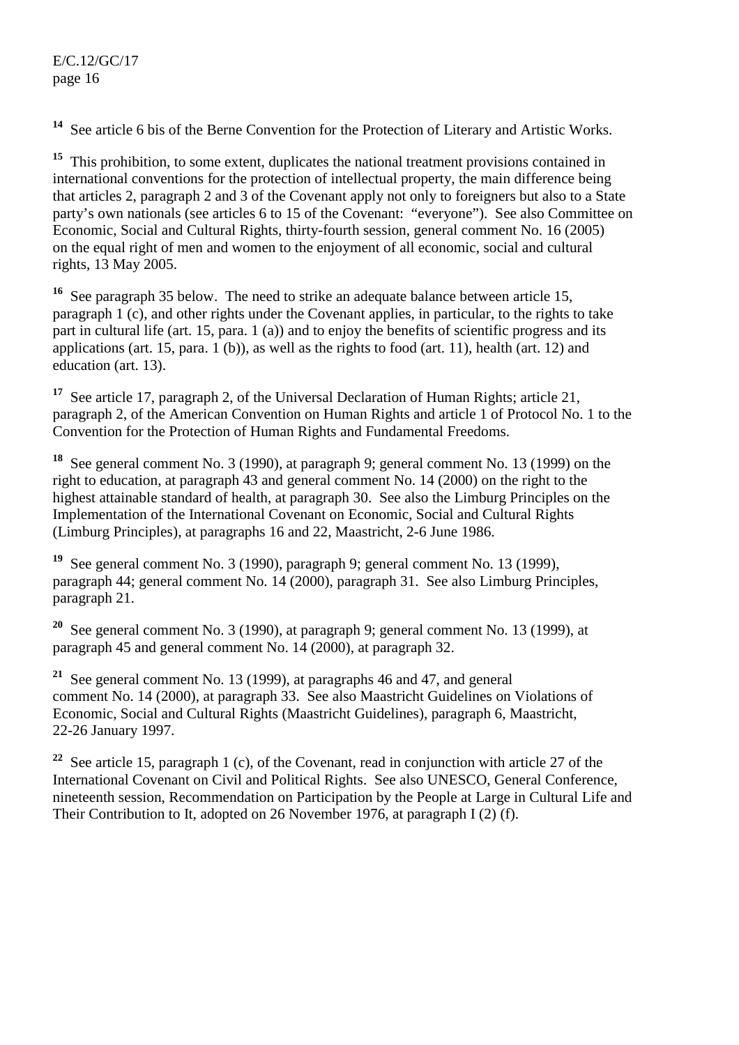[14] See article 6 bis of the Berne Convention for the Protection of Literary and Artistic Works.

[15] This prohibition, to some extent, duplicates the national treatment provisions contained in international conventions for the protection of intellectual property, the main difference being that articles 2, paragraph 2 and 3 of the Covenant apply not only to foreigners but also to a State party's own nationals (see articles 6 to 15 of the Covenant: "everyone"). See also Committee on Economic, Social and Cultural Rights, thirty-fourth session, general comment No. 16 (2005) on the equal right of men and women to the enjoyment of all economic, social and cultural rights, 13 May 2005.

[16] See paragraph 35 below. The need to strike an adequate balance between article 15, paragraph 1 (c), and other rights under the Covenant applies, in particular, to the rights to take part in cultural life (art. 15, para. 1 (a)) and to enjoy the benefits of scientific progress and its applications (art. 15, para. 1 (b)), as well as the rights to food (art. 11), health (art. 12) and education (art. 13).

[17] See article 17, paragraph 2, of the Universal Declaration of Human Rights; article 21, paragraph 2, of the American Convention on Human Rights and article 1 of Protocol No. 1 to the Convention for the Protection of Human Rights and Fundamental Freedoms.

[18] See general comment No. 3 (1990), at paragraph 9; general comment No. 13 (1999) on the right to education, at paragraph 43 and general comment No. 14 (2000) on the right to the highest attainable standard of health, at paragraph 30. See also the Limburg Principles on the Implementation of the International Covenant on Economic, Social and Cultural Rights (Limburg Principles), at paragraphs 16 and 22, Maastricht, 2-6 June 1986.

[19] See general comment No. 3 (1990), paragraph 9; general comment No. 13 (1999), paragraph 44; general comment No. 14 (2000), paragraph 31. See also Limburg Principles, paragraph 21.

[20] See general comment No. 3 (1990), at paragraph 9; general comment No. 13 (1999), at paragraph 45 and general comment No. 14 (2000), at paragraph 32.

[21] See general comment No. 13 (1999), at paragraphs 46 and 47, and general comment No. 14 (2000), at paragraph 33. See also Maastricht Guidelines on Violations of Economic, Social and Cultural Rights (Maastricht Guidelines), paragraph 6, Maastricht, 22-26 January 1997.

[22] See article 15, paragraph 1 (c), of the Covenant, read in conjunction with article 27 of the International Covenant on Civil and Political Rights. See also UNESCO, General Conference, nineteenth session, Recommendation on Participation by the People at Large in Cultural Life and Their Contribution to It, adopted on 26 November 1976, at paragraph I (2) (f).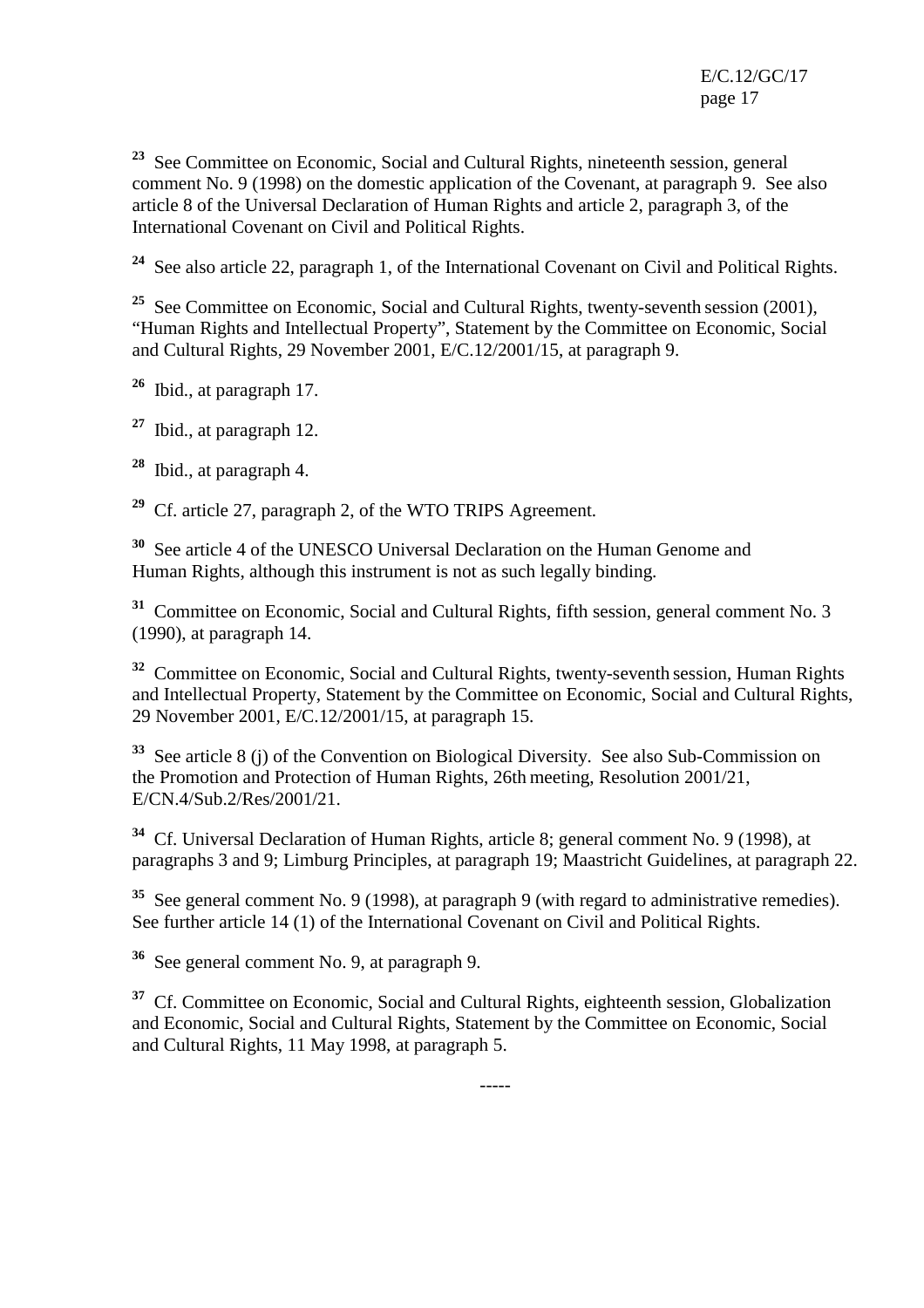[23] See Committee on Economic, Social and Cultural Rights, nineteenth session, general comment No. 9 (1998) on the domestic application of the Covenant, at paragraph 9. See also article 8 of the Universal Declaration of Human Rights and article 2, paragraph 3, of the International Covenant on Civil and Political Rights.

[24] See also article 22, paragraph 1, of the International Covenant on Civil and Political Rights.

[25] See Committee on Economic, Social and Cultural Rights, twenty-seventh session (2001), "Human Rights and Intellectual Property", Statement by the Committee on Economic, Social and Cultural Rights, 29 November 2001, E/C.12/2001/15, at paragraph 9.

[26] Ibid., at paragraph 17.

[27] Ibid., at paragraph 12.

[28] Ibid., at paragraph 4.

[29] Cf. article 27, paragraph 2, of the WTO TRIPS Agreement.

[30] See article 4 of the UNESCO Universal Declaration on the Human Genome and Human Rights, although this instrument is not as such legally binding.

[31] Committee on Economic, Social and Cultural Rights, fifth session, general comment No. 3 (1990), at paragraph 14.

[32] Committee on Economic, Social and Cultural Rights, twenty-seventh session, Human Rights and Intellectual Property, Statement by the Committee on Economic, Social and Cultural Rights, 29 November 2001, E/C.12/2001/15, at paragraph 15.

[33] See article 8 (j) of the Convention on Biological Diversity. See also Sub-Commission on the Promotion and Protection of Human Rights, 26th meeting, Resolution 2001/21, E/CN.4/Sub.2/Res/2001/21.

[34] Cf. Universal Declaration of Human Rights, article 8; general comment No. 9 (1998), at paragraphs 3 and 9; Limburg Principles, at paragraph 19; Maastricht Guidelines, at paragraph 22.

[35] See general comment No. 9 (1998), at paragraph 9 (with regard to administrative remedies). See further article 14 (1) of the International Covenant on Civil and Political Rights.

[36] See general comment No. 9, at paragraph 9.

[37] Cf. Committee on Economic, Social and Cultural Rights, eighteenth session, Globalization and Economic, Social and Cultural Rights, Statement by the Committee on Economic, Social and Cultural Rights, 11 May 1998, at paragraph 5.

-----